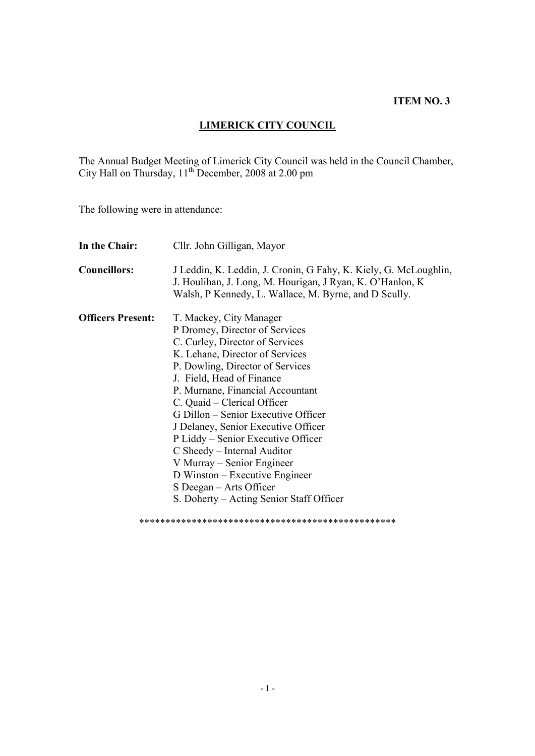**ITEM NO. 3**

# LIMERICK CITY COUNCIL

The Annual Budget Meeting of Limerick City Council was held in the Council Chamber, City Hall on Thursday, 11th December, 2008 at 2.00 pm

The following were in attendance:

**In the Chair:** Cllr. John Gilligan, Mayor

**Councillors:** J Leddin, K. Leddin, J. Cronin, G Fahy, K. Kiely, G. McLoughlin, J. Houlihan, J. Long, M. Hourigan, J Ryan, K. O'Hanlon, K Walsh, P Kennedy, L. Wallace, M. Byrne, and D Scully.

**Officers Present:**
T. Mackey, City Manager
P Dromey, Director of Services
C. Curley, Director of Services
K. Lehane, Director of Services
P. Dowling, Director of Services
J. Field, Head of Finance
P. Murnane, Financial Accountant
C. Quaid – Clerical Officer
G Dillon – Senior Executive Officer
J Delaney, Senior Executive Officer
P Liddy – Senior Executive Officer
C Sheedy – Internal Auditor
V Murray – Senior Engineer
D Winston – Executive Engineer
S Deegan – Arts Officer
S. Doherty – Acting Senior Staff Officer

*************************************************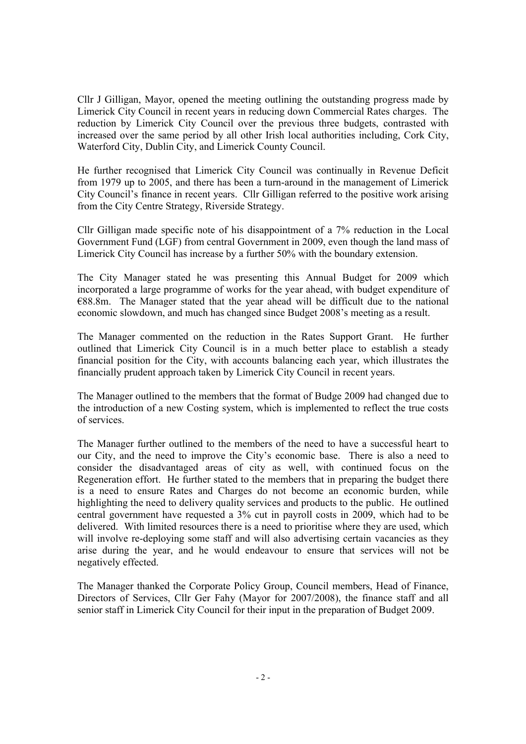Cllr J Gilligan, Mayor, opened the meeting outlining the outstanding progress made by Limerick City Council in recent years in reducing down Commercial Rates charges. The reduction by Limerick City Council over the previous three budgets, contrasted with increased over the same period by all other Irish local authorities including, Cork City, Waterford City, Dublin City, and Limerick County Council.

He further recognised that Limerick City Council was continually in Revenue Deficit from 1979 up to 2005, and there has been a turn-around in the management of Limerick City Council's finance in recent years. Cllr Gilligan referred to the positive work arising from the City Centre Strategy, Riverside Strategy.

Cllr Gilligan made specific note of his disappointment of a 7% reduction in the Local Government Fund (LGF) from central Government in 2009, even though the land mass of Limerick City Council has increase by a further 50% with the boundary extension.

The City Manager stated he was presenting this Annual Budget for 2009 which incorporated a large programme of works for the year ahead, with budget expenditure of €88.8m. The Manager stated that the year ahead will be difficult due to the national economic slowdown, and much has changed since Budget 2008's meeting as a result.

The Manager commented on the reduction in the Rates Support Grant. He further outlined that Limerick City Council is in a much better place to establish a steady financial position for the City, with accounts balancing each year, which illustrates the financially prudent approach taken by Limerick City Council in recent years.

The Manager outlined to the members that the format of Budge 2009 had changed due to the introduction of a new Costing system, which is implemented to reflect the true costs of services.

The Manager further outlined to the members of the need to have a successful heart to our City, and the need to improve the City's economic base. There is also a need to consider the disadvantaged areas of city as well, with continued focus on the Regeneration effort. He further stated to the members that in preparing the budget there is a need to ensure Rates and Charges do not become an economic burden, while highlighting the need to delivery quality services and products to the public. He outlined central government have requested a 3% cut in payroll costs in 2009, which had to be delivered. With limited resources there is a need to prioritise where they are used, which will involve re-deploying some staff and will also advertising certain vacancies as they arise during the year, and he would endeavour to ensure that services will not be negatively effected.

The Manager thanked the Corporate Policy Group, Council members, Head of Finance, Directors of Services, Cllr Ger Fahy (Mayor for 2007/2008), the finance staff and all senior staff in Limerick City Council for their input in the preparation of Budget 2009.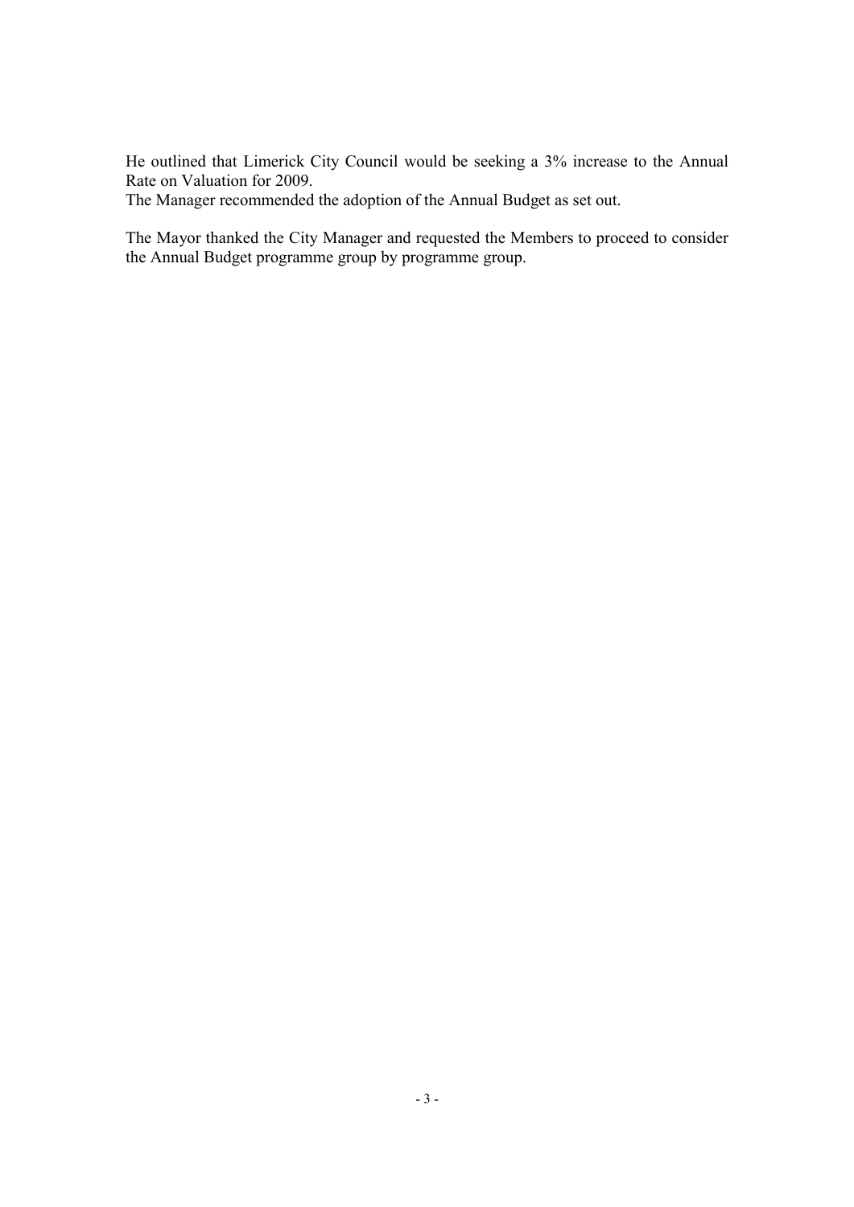He outlined that Limerick City Council would be seeking a 3% increase to the Annual Rate on Valuation for 2009.
The Manager recommended the adoption of the Annual Budget as set out.

The Mayor thanked the City Manager and requested the Members to proceed to consider the Annual Budget programme group by programme group.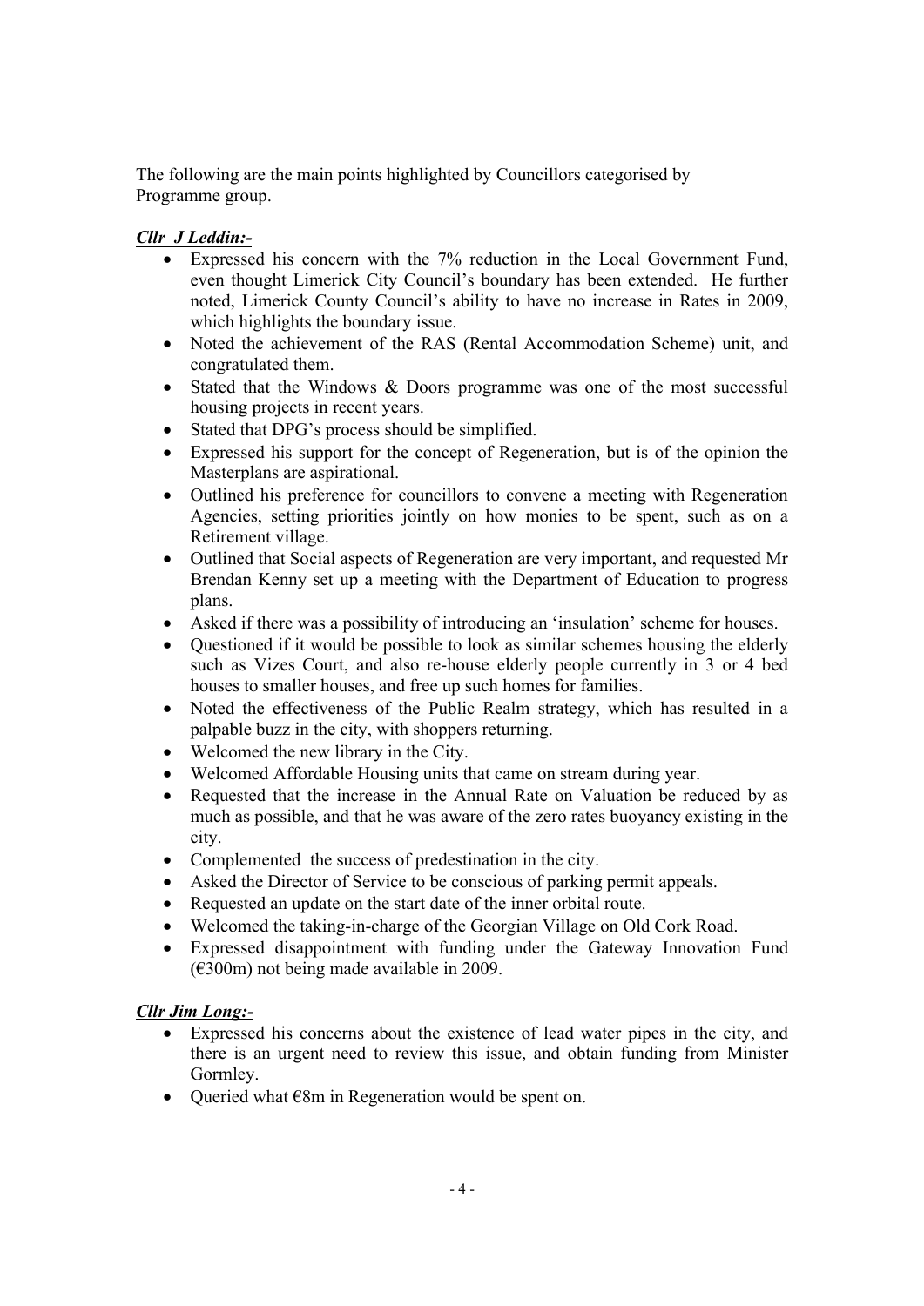The following are the main points highlighted by Councillors categorised by Programme group.

***Cllr J Leddin:-***

- Expressed his concern with the 7% reduction in the Local Government Fund, even thought Limerick City Council's boundary has been extended. He further noted, Limerick County Council's ability to have no increase in Rates in 2009, which highlights the boundary issue.
- Noted the achievement of the RAS (Rental Accommodation Scheme) unit, and congratulated them.
- Stated that the Windows & Doors programme was one of the most successful housing projects in recent years.
- Stated that DPG's process should be simplified.
- Expressed his support for the concept of Regeneration, but is of the opinion the Masterplans are aspirational.
- Outlined his preference for councillors to convene a meeting with Regeneration Agencies, setting priorities jointly on how monies to be spent, such as on a Retirement village.
- Outlined that Social aspects of Regeneration are very important, and requested Mr Brendan Kenny set up a meeting with the Department of Education to progress plans.
- Asked if there was a possibility of introducing an 'insulation' scheme for houses.
- Questioned if it would be possible to look as similar schemes housing the elderly such as Vizes Court, and also re-house elderly people currently in 3 or 4 bed houses to smaller houses, and free up such homes for families.
- Noted the effectiveness of the Public Realm strategy, which has resulted in a palpable buzz in the city, with shoppers returning.
- Welcomed the new library in the City.
- Welcomed Affordable Housing units that came on stream during year.
- Requested that the increase in the Annual Rate on Valuation be reduced by as much as possible, and that he was aware of the zero rates buoyancy existing in the city.
- Complemented the success of predestination in the city.
- Asked the Director of Service to be conscious of parking permit appeals.
- Requested an update on the start date of the inner orbital route.
- Welcomed the taking-in-charge of the Georgian Village on Old Cork Road.
- Expressed disappointment with funding under the Gateway Innovation Fund (€300m) not being made available in 2009.

***Cllr Jim Long:-***

- Expressed his concerns about the existence of lead water pipes in the city, and there is an urgent need to review this issue, and obtain funding from Minister Gormley.
- Queried what €8m in Regeneration would be spent on.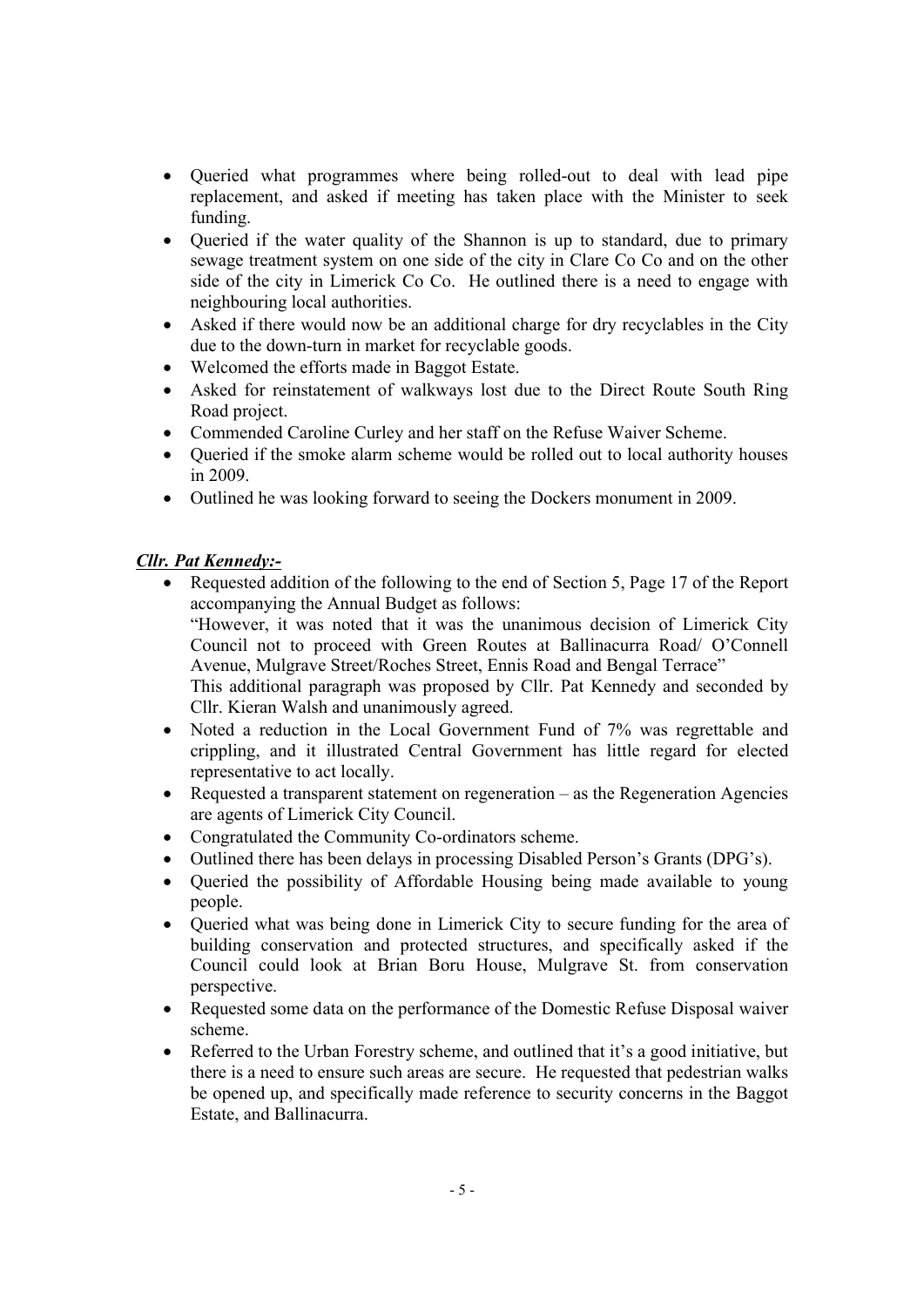- Queried what programmes where being rolled-out to deal with lead pipe replacement, and asked if meeting has taken place with the Minister to seek funding.
- Queried if the water quality of the Shannon is up to standard, due to primary sewage treatment system on one side of the city in Clare Co Co and on the other side of the city in Limerick Co Co. He outlined there is a need to engage with neighbouring local authorities.
- Asked if there would now be an additional charge for dry recyclables in the City due to the down-turn in market for recyclable goods.
- Welcomed the efforts made in Baggot Estate.
- Asked for reinstatement of walkways lost due to the Direct Route South Ring Road project.
- Commended Caroline Curley and her staff on the Refuse Waiver Scheme.
- Queried if the smoke alarm scheme would be rolled out to local authority houses in 2009.
- Outlined he was looking forward to seeing the Dockers monument in 2009.

***Cllr. Pat Kennedy:-***

- Requested addition of the following to the end of Section 5, Page 17 of the Report accompanying the Annual Budget as follows:
  "However, it was noted that it was the unanimous decision of Limerick City Council not to proceed with Green Routes at Ballinacurra Road/ O'Connell Avenue, Mulgrave Street/Roches Street, Ennis Road and Bengal Terrace"
  This additional paragraph was proposed by Cllr. Pat Kennedy and seconded by Cllr. Kieran Walsh and unanimously agreed.
- Noted a reduction in the Local Government Fund of 7% was regrettable and crippling, and it illustrated Central Government has little regard for elected representative to act locally.
- Requested a transparent statement on regeneration – as the Regeneration Agencies are agents of Limerick City Council.
- Congratulated the Community Co-ordinators scheme.
- Outlined there has been delays in processing Disabled Person's Grants (DPG's).
- Queried the possibility of Affordable Housing being made available to young people.
- Queried what was being done in Limerick City to secure funding for the area of building conservation and protected structures, and specifically asked if the Council could look at Brian Boru House, Mulgrave St. from conservation perspective.
- Requested some data on the performance of the Domestic Refuse Disposal waiver scheme.
- Referred to the Urban Forestry scheme, and outlined that it's a good initiative, but there is a need to ensure such areas are secure. He requested that pedestrian walks be opened up, and specifically made reference to security concerns in the Baggot Estate, and Ballinacurra.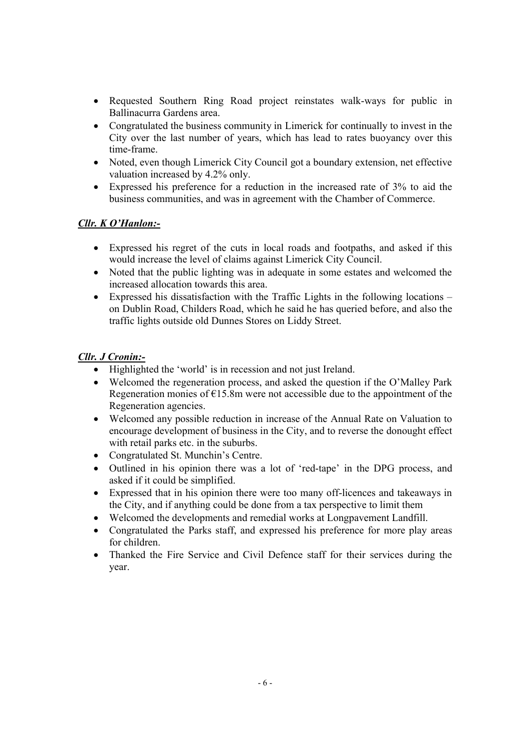- Requested Southern Ring Road project reinstates walk-ways for public in Ballinacurra Gardens area.
- Congratulated the business community in Limerick for continually to invest in the City over the last number of years, which has lead to rates buoyancy over this time-frame.
- Noted, even though Limerick City Council got a boundary extension, net effective valuation increased by 4.2% only.
- Expressed his preference for a reduction in the increased rate of 3% to aid the business communities, and was in agreement with the Chamber of Commerce.

***Cllr. K O'Hanlon:-***

- Expressed his regret of the cuts in local roads and footpaths, and asked if this would increase the level of claims against Limerick City Council.
- Noted that the public lighting was in adequate in some estates and welcomed the increased allocation towards this area.
- Expressed his dissatisfaction with the Traffic Lights in the following locations – on Dublin Road, Childers Road, which he said he has queried before, and also the traffic lights outside old Dunnes Stores on Liddy Street.

***Cllr. J Cronin:-***

- Highlighted the 'world' is in recession and not just Ireland.
- Welcomed the regeneration process, and asked the question if the O'Malley Park Regeneration monies of €15.8m were not accessible due to the appointment of the Regeneration agencies.
- Welcomed any possible reduction in increase of the Annual Rate on Valuation to encourage development of business in the City, and to reverse the donought effect with retail parks etc. in the suburbs.
- Congratulated St. Munchin's Centre.
- Outlined in his opinion there was a lot of 'red-tape' in the DPG process, and asked if it could be simplified.
- Expressed that in his opinion there were too many off-licences and takeaways in the City, and if anything could be done from a tax perspective to limit them
- Welcomed the developments and remedial works at Longpavement Landfill.
- Congratulated the Parks staff, and expressed his preference for more play areas for children.
- Thanked the Fire Service and Civil Defence staff for their services during the year.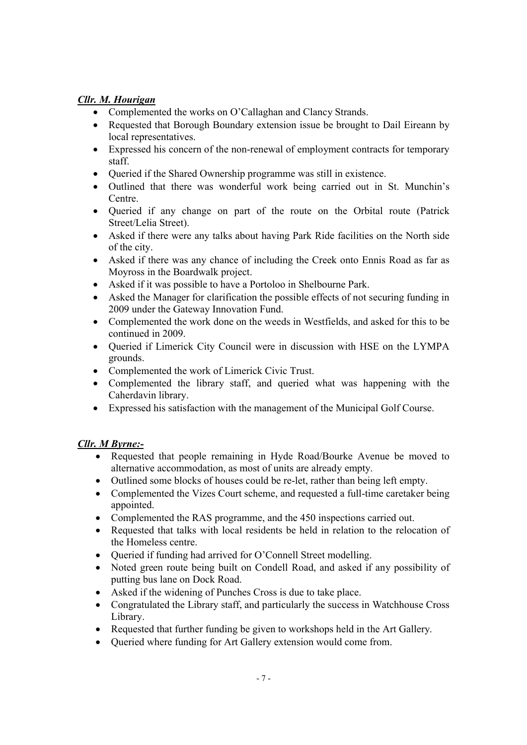***Cllr. M. Hourigan***

- Complemented the works on O'Callaghan and Clancy Strands.
- Requested that Borough Boundary extension issue be brought to Dail Eireann by local representatives.
- Expressed his concern of the non-renewal of employment contracts for temporary staff.
- Queried if the Shared Ownership programme was still in existence.
- Outlined that there was wonderful work being carried out in St. Munchin's Centre.
- Queried if any change on part of the route on the Orbital route (Patrick Street/Lelia Street).
- Asked if there were any talks about having Park Ride facilities on the North side of the city.
- Asked if there was any chance of including the Creek onto Ennis Road as far as Moyross in the Boardwalk project.
- Asked if it was possible to have a Portoloo in Shelbourne Park.
- Asked the Manager for clarification the possible effects of not securing funding in 2009 under the Gateway Innovation Fund.
- Complemented the work done on the weeds in Westfields, and asked for this to be continued in 2009.
- Queried if Limerick City Council were in discussion with HSE on the LYMPA grounds.
- Complemented the work of Limerick Civic Trust.
- Complemented the library staff, and queried what was happening with the Caherdavin library.
- Expressed his satisfaction with the management of the Municipal Golf Course.

***Cllr. M Byrne:-***

- Requested that people remaining in Hyde Road/Bourke Avenue be moved to alternative accommodation, as most of units are already empty.
- Outlined some blocks of houses could be re-let, rather than being left empty.
- Complemented the Vizes Court scheme, and requested a full-time caretaker being appointed.
- Complemented the RAS programme, and the 450 inspections carried out.
- Requested that talks with local residents be held in relation to the relocation of the Homeless centre.
- Queried if funding had arrived for O'Connell Street modelling.
- Noted green route being built on Condell Road, and asked if any possibility of putting bus lane on Dock Road.
- Asked if the widening of Punches Cross is due to take place.
- Congratulated the Library staff, and particularly the success in Watchhouse Cross Library.
- Requested that further funding be given to workshops held in the Art Gallery.
- Queried where funding for Art Gallery extension would come from.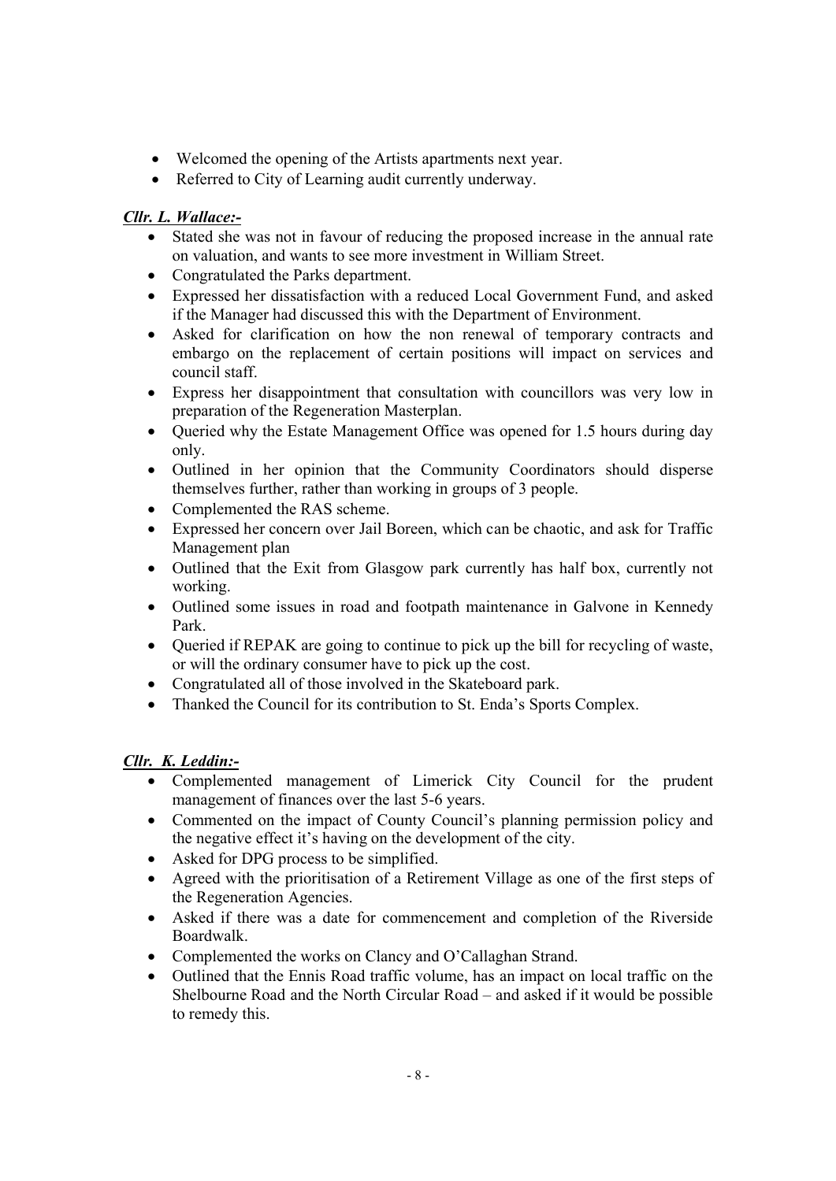- Welcomed the opening of the Artists apartments next year.
- Referred to City of Learning audit currently underway.

***Cllr. L. Wallace:-***

- Stated she was not in favour of reducing the proposed increase in the annual rate on valuation, and wants to see more investment in William Street.
- Congratulated the Parks department.
- Expressed her dissatisfaction with a reduced Local Government Fund, and asked if the Manager had discussed this with the Department of Environment.
- Asked for clarification on how the non renewal of temporary contracts and embargo on the replacement of certain positions will impact on services and council staff.
- Express her disappointment that consultation with councillors was very low in preparation of the Regeneration Masterplan.
- Queried why the Estate Management Office was opened for 1.5 hours during day only.
- Outlined in her opinion that the Community Coordinators should disperse themselves further, rather than working in groups of 3 people.
- Complemented the RAS scheme.
- Expressed her concern over Jail Boreen, which can be chaotic, and ask for Traffic Management plan
- Outlined that the Exit from Glasgow park currently has half box, currently not working.
- Outlined some issues in road and footpath maintenance in Galvone in Kennedy Park.
- Queried if REPAK are going to continue to pick up the bill for recycling of waste, or will the ordinary consumer have to pick up the cost.
- Congratulated all of those involved in the Skateboard park.
- Thanked the Council for its contribution to St. Enda's Sports Complex.

***Cllr. K. Leddin:-***

- Complemented management of Limerick City Council for the prudent management of finances over the last 5-6 years.
- Commented on the impact of County Council's planning permission policy and the negative effect it's having on the development of the city.
- Asked for DPG process to be simplified.
- Agreed with the prioritisation of a Retirement Village as one of the first steps of the Regeneration Agencies.
- Asked if there was a date for commencement and completion of the Riverside Boardwalk.
- Complemented the works on Clancy and O'Callaghan Strand.
- Outlined that the Ennis Road traffic volume, has an impact on local traffic on the Shelbourne Road and the North Circular Road – and asked if it would be possible to remedy this.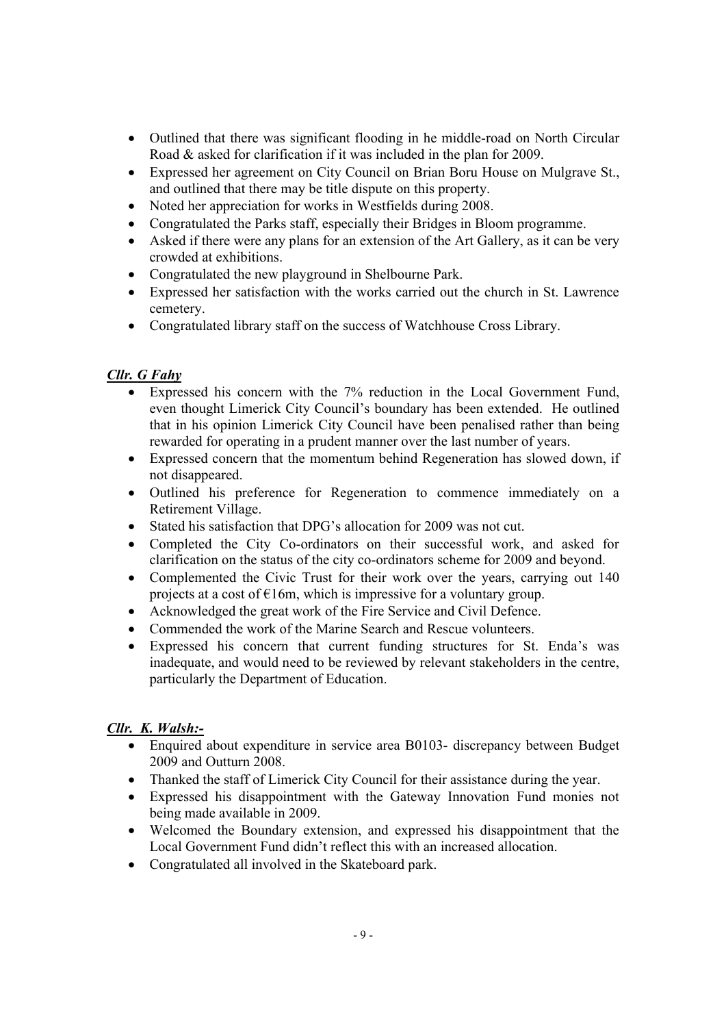- Outlined that there was significant flooding in he middle-road on North Circular Road & asked for clarification if it was included in the plan for 2009.
- Expressed her agreement on City Council on Brian Boru House on Mulgrave St., and outlined that there may be title dispute on this property.
- Noted her appreciation for works in Westfields during 2008.
- Congratulated the Parks staff, especially their Bridges in Bloom programme.
- Asked if there were any plans for an extension of the Art Gallery, as it can be very crowded at exhibitions.
- Congratulated the new playground in Shelbourne Park.
- Expressed her satisfaction with the works carried out the church in St. Lawrence cemetery.
- Congratulated library staff on the success of Watchhouse Cross Library.

***Cllr. G Fahy***

- Expressed his concern with the 7% reduction in the Local Government Fund, even thought Limerick City Council's boundary has been extended. He outlined that in his opinion Limerick City Council have been penalised rather than being rewarded for operating in a prudent manner over the last number of years.
- Expressed concern that the momentum behind Regeneration has slowed down, if not disappeared.
- Outlined his preference for Regeneration to commence immediately on a Retirement Village.
- Stated his satisfaction that DPG's allocation for 2009 was not cut.
- Completed the City Co-ordinators on their successful work, and asked for clarification on the status of the city co-ordinators scheme for 2009 and beyond.
- Complemented the Civic Trust for their work over the years, carrying out 140 projects at a cost of €16m, which is impressive for a voluntary group.
- Acknowledged the great work of the Fire Service and Civil Defence.
- Commended the work of the Marine Search and Rescue volunteers.
- Expressed his concern that current funding structures for St. Enda's was inadequate, and would need to be reviewed by relevant stakeholders in the centre, particularly the Department of Education.

***Cllr. K. Walsh:-***

- Enquired about expenditure in service area B0103- discrepancy between Budget 2009 and Outturn 2008.
- Thanked the staff of Limerick City Council for their assistance during the year.
- Expressed his disappointment with the Gateway Innovation Fund monies not being made available in 2009.
- Welcomed the Boundary extension, and expressed his disappointment that the Local Government Fund didn't reflect this with an increased allocation.
- Congratulated all involved in the Skateboard park.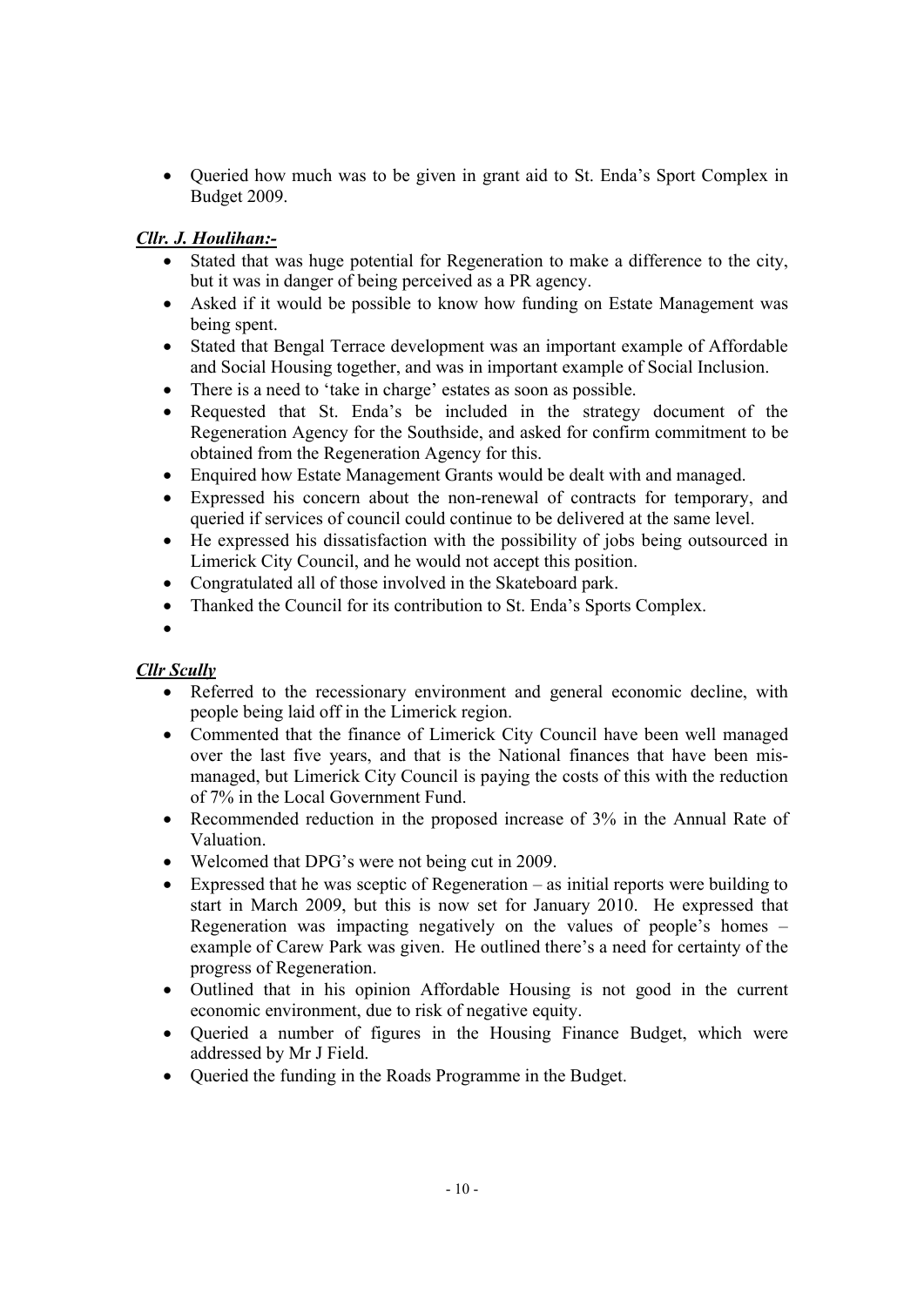- Queried how much was to be given in grant aid to St. Enda's Sport Complex in Budget 2009.

***Cllr. J. Houlihan:-***

- Stated that was huge potential for Regeneration to make a difference to the city, but it was in danger of being perceived as a PR agency.
- Asked if it would be possible to know how funding on Estate Management was being spent.
- Stated that Bengal Terrace development was an important example of Affordable and Social Housing together, and was in important example of Social Inclusion.
- There is a need to 'take in charge' estates as soon as possible.
- Requested that St. Enda's be included in the strategy document of the Regeneration Agency for the Southside, and asked for confirm commitment to be obtained from the Regeneration Agency for this.
- Enquired how Estate Management Grants would be dealt with and managed.
- Expressed his concern about the non-renewal of contracts for temporary, and queried if services of council could continue to be delivered at the same level.
- He expressed his dissatisfaction with the possibility of jobs being outsourced in Limerick City Council, and he would not accept this position.
- Congratulated all of those involved in the Skateboard park.
- Thanked the Council for its contribution to St. Enda's Sports Complex.

***Cllr Scully***

- Referred to the recessionary environment and general economic decline, with people being laid off in the Limerick region.
- Commented that the finance of Limerick City Council have been well managed over the last five years, and that is the National finances that have been mis-managed, but Limerick City Council is paying the costs of this with the reduction of 7% in the Local Government Fund.
- Recommended reduction in the proposed increase of 3% in the Annual Rate of Valuation.
- Welcomed that DPG's were not being cut in 2009.
- Expressed that he was sceptic of Regeneration – as initial reports were building to start in March 2009, but this is now set for January 2010. He expressed that Regeneration was impacting negatively on the values of people's homes – example of Carew Park was given. He outlined there's a need for certainty of the progress of Regeneration.
- Outlined that in his opinion Affordable Housing is not good in the current economic environment, due to risk of negative equity.
- Queried a number of figures in the Housing Finance Budget, which were addressed by Mr J Field.
- Queried the funding in the Roads Programme in the Budget.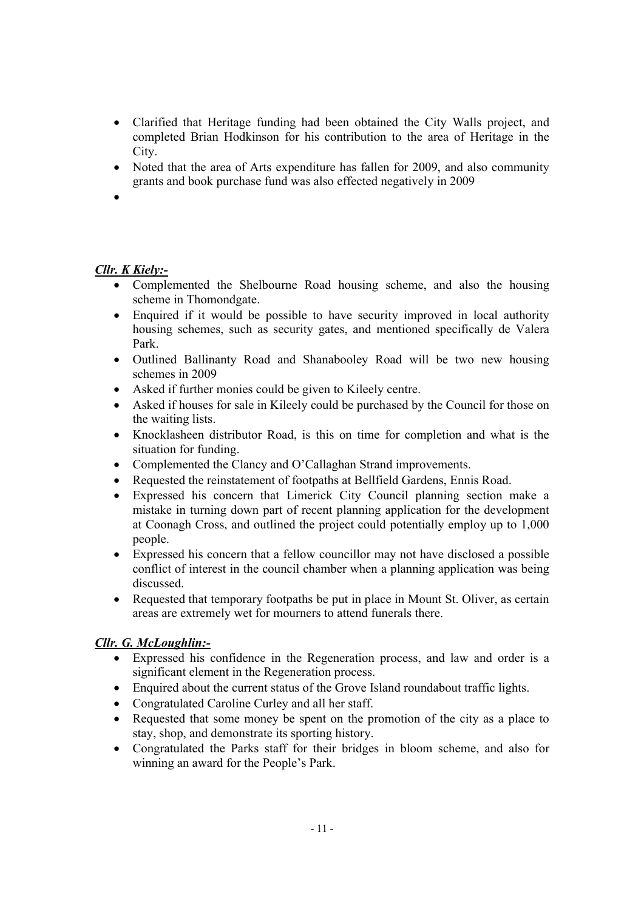- Clarified that Heritage funding had been obtained the City Walls project, and completed Brian Hodkinson for his contribution to the area of Heritage in the City.
- Noted that the area of Arts expenditure has fallen for 2009, and also community grants and book purchase fund was also effected negatively in 2009
- 

***Cllr. K Kiely:-***

- Complemented the Shelbourne Road housing scheme, and also the housing scheme in Thomondgate.
- Enquired if it would be possible to have security improved in local authority housing schemes, such as security gates, and mentioned specifically de Valera Park.
- Outlined Ballinanty Road and Shanabooley Road will be two new housing schemes in 2009
- Asked if further monies could be given to Kileely centre.
- Asked if houses for sale in Kileely could be purchased by the Council for those on the waiting lists.
- Knocklasheen distributor Road, is this on time for completion and what is the situation for funding.
- Complemented the Clancy and O'Callaghan Strand improvements.
- Requested the reinstatement of footpaths at Bellfield Gardens, Ennis Road.
- Expressed his concern that Limerick City Council planning section make a mistake in turning down part of recent planning application for the development at Coonagh Cross, and outlined the project could potentially employ up to 1,000 people.
- Expressed his concern that a fellow councillor may not have disclosed a possible conflict of interest in the council chamber when a planning application was being discussed.
- Requested that temporary footpaths be put in place in Mount St. Oliver, as certain areas are extremely wet for mourners to attend funerals there.

***Cllr. G. McLoughlin:-***

- Expressed his confidence in the Regeneration process, and law and order is a significant element in the Regeneration process.
- Enquired about the current status of the Grove Island roundabout traffic lights.
- Congratulated Caroline Curley and all her staff.
- Requested that some money be spent on the promotion of the city as a place to stay, shop, and demonstrate its sporting history.
- Congratulated the Parks staff for their bridges in bloom scheme, and also for winning an award for the People's Park.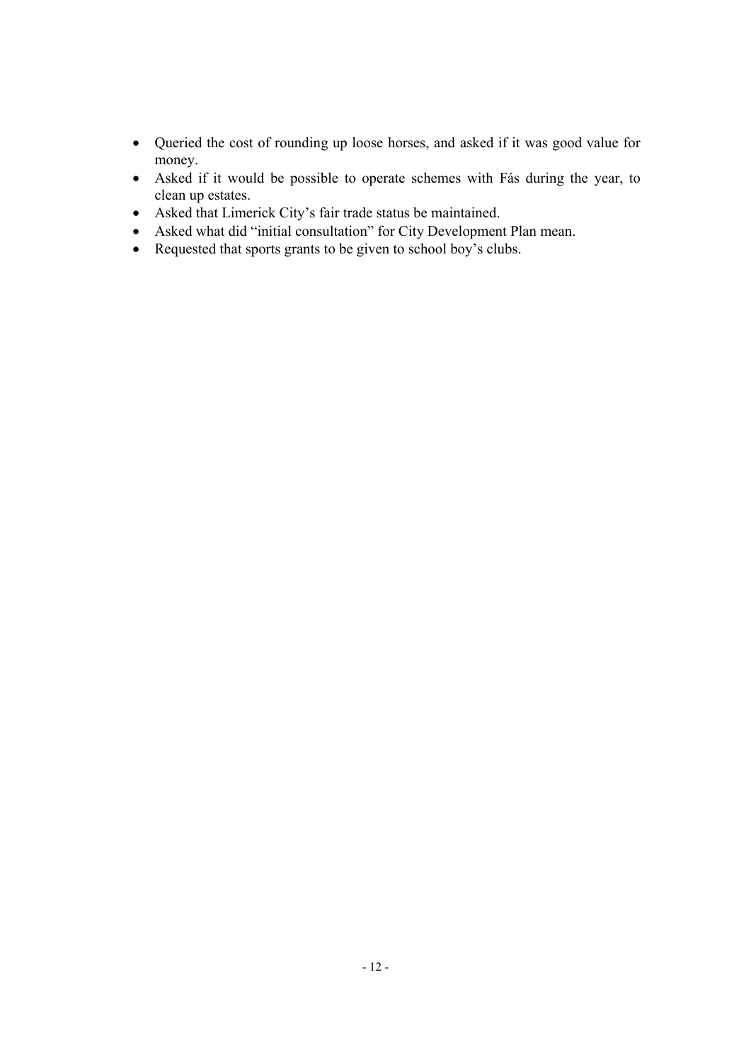- Queried the cost of rounding up loose horses, and asked if it was good value for money.
- Asked if it would be possible to operate schemes with Fás during the year, to clean up estates.
- Asked that Limerick City's fair trade status be maintained.
- Asked what did "initial consultation" for City Development Plan mean.
- Requested that sports grants to be given to school boy's clubs.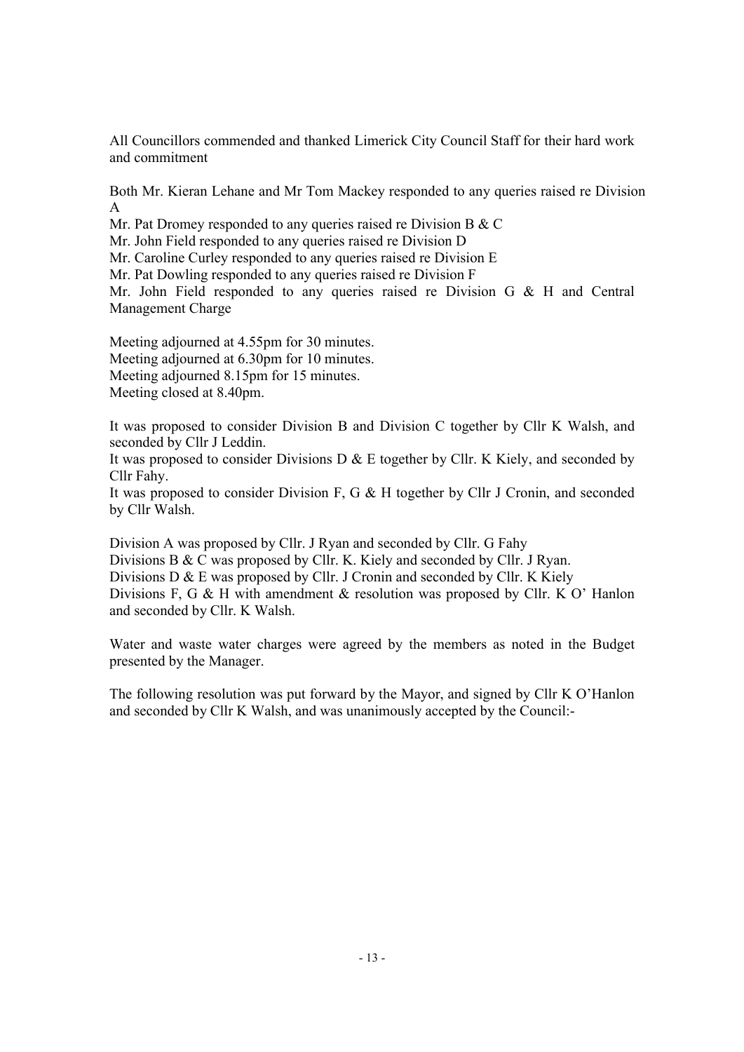All Councillors commended and thanked Limerick City Council Staff for their hard work and commitment

Both Mr. Kieran Lehane and Mr Tom Mackey responded to any queries raised re Division A

Mr. Pat Dromey responded to any queries raised re Division B & C

Mr. John Field responded to any queries raised re Division D

Mr. Caroline Curley responded to any queries raised re Division E

Mr. Pat Dowling responded to any queries raised re Division F

Mr. John Field responded to any queries raised re Division G & H and Central Management Charge

Meeting adjourned at 4.55pm for 30 minutes.

Meeting adjourned at 6.30pm for 10 minutes.

Meeting adjourned 8.15pm for 15 minutes.

Meeting closed at 8.40pm.

It was proposed to consider Division B and Division C together by Cllr K Walsh, and seconded by Cllr J Leddin.

It was proposed to consider Divisions D & E together by Cllr. K Kiely, and seconded by Cllr Fahy.

It was proposed to consider Division F, G & H together by Cllr J Cronin, and seconded by Cllr Walsh.

Division A was proposed by Cllr. J Ryan and seconded by Cllr. G Fahy

Divisions B & C was proposed by Cllr. K. Kiely and seconded by Cllr. J Ryan.

Divisions D & E was proposed by Cllr. J Cronin and seconded by Cllr. K Kiely

Divisions F, G & H with amendment & resolution was proposed by Cllr. K O' Hanlon and seconded by Cllr. K Walsh.

Water and waste water charges were agreed by the members as noted in the Budget presented by the Manager.

The following resolution was put forward by the Mayor, and signed by Cllr K O'Hanlon and seconded by Cllr K Walsh, and was unanimously accepted by the Council:-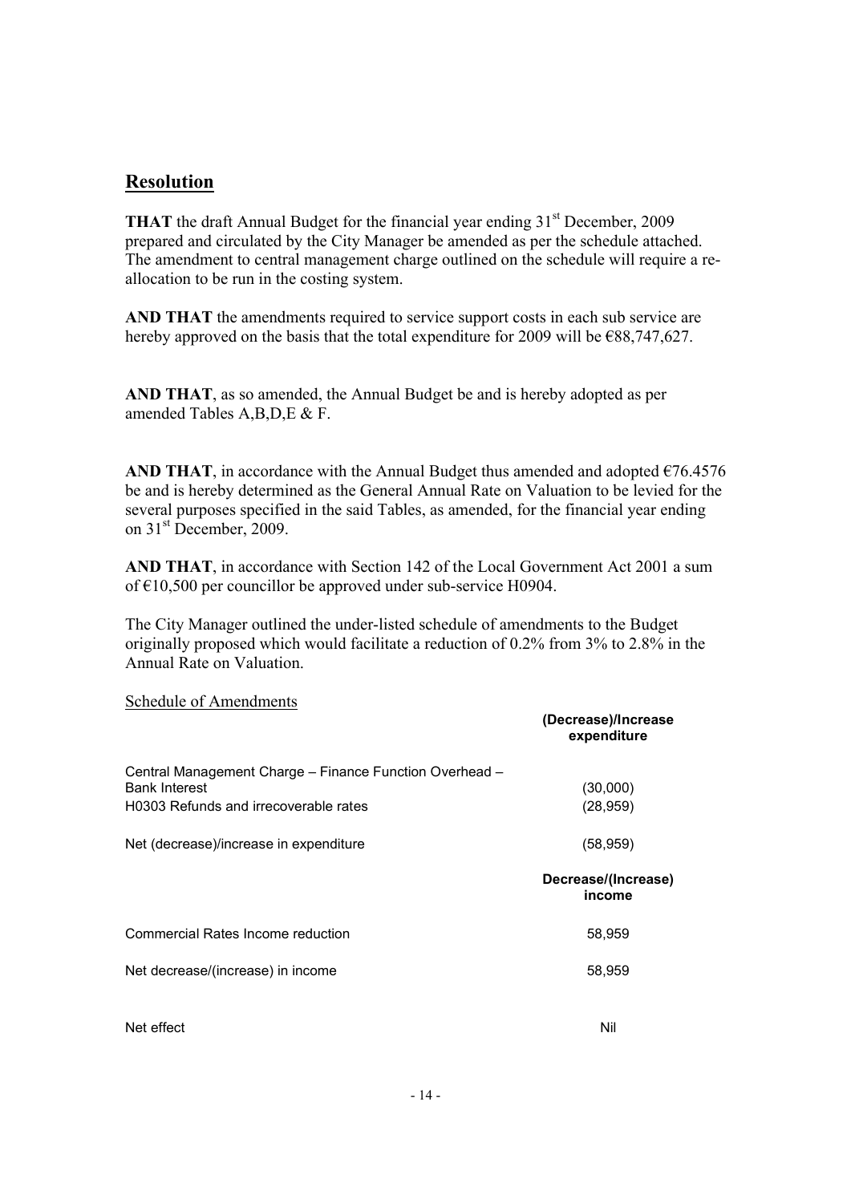## Resolution

**THAT** the draft Annual Budget for the financial year ending 31st December, 2009 prepared and circulated by the City Manager be amended as per the schedule attached. The amendment to central management charge outlined on the schedule will require a re-allocation to be run in the costing system.

**AND THAT** the amendments required to service support costs in each sub service are hereby approved on the basis that the total expenditure for 2009 will be €88,747,627.

**AND THAT**, as so amended, the Annual Budget be and is hereby adopted as per amended Tables A,B,D,E & F.

**AND THAT**, in accordance with the Annual Budget thus amended and adopted €76.4576 be and is hereby determined as the General Annual Rate on Valuation to be levied for the several purposes specified in the said Tables, as amended, for the financial year ending on 31st December, 2009.

**AND THAT**, in accordance with Section 142 of the Local Government Act 2001 a sum of €10,500 per councillor be approved under sub-service H0904.

The City Manager outlined the under-listed schedule of amendments to the Budget originally proposed which would facilitate a reduction of 0.2% from 3% to 2.8% in the Annual Rate on Valuation.

Schedule of Amendments

| | **(Decrease)/Increase expenditure** |
|---|---|
| Central Management Charge – Finance Function Overhead – Bank Interest | (30,000) |
| H0303 Refunds and irrecoverable rates | (28,959) |
| Net (decrease)/increase in expenditure | (58,959) |
| | **Decrease/(Increase) income** |
| Commercial Rates Income reduction | 58,959 |
| Net decrease/(increase) in income | 58,959 |
| Net effect | Nil |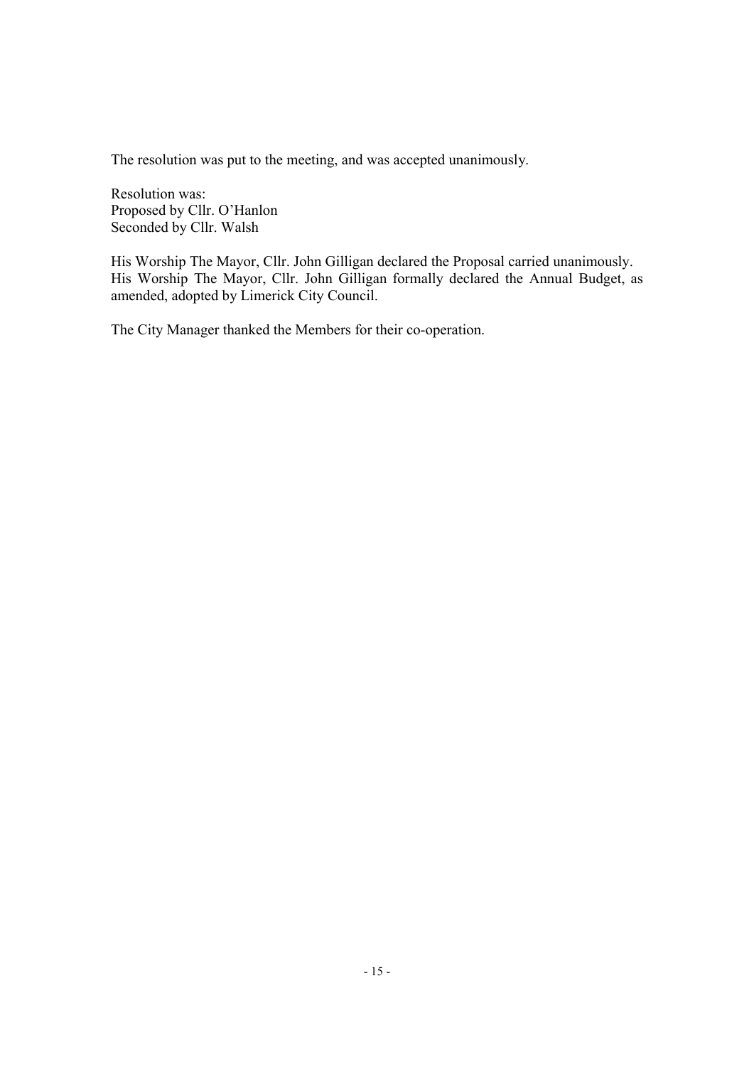The resolution was put to the meeting, and was accepted unanimously.

Resolution was:
Proposed by Cllr. O'Hanlon
Seconded by Cllr. Walsh

His Worship The Mayor, Cllr. John Gilligan declared the Proposal carried unanimously.
His Worship The Mayor, Cllr. John Gilligan formally declared the Annual Budget, as amended, adopted by Limerick City Council.

The City Manager thanked the Members for their co-operation.